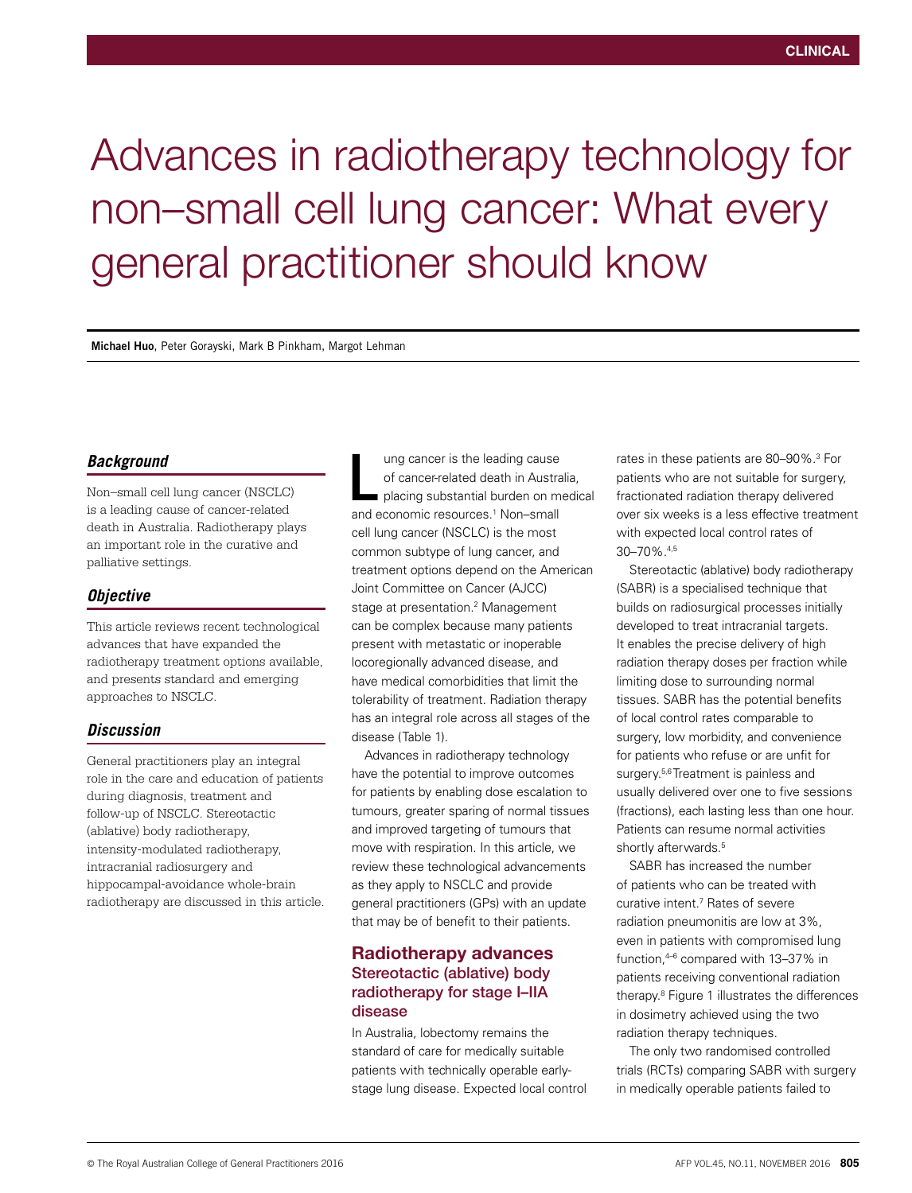# Advances in radiotherapy technology for non–small cell lung cancer: What every general practitioner should know

**Michael Huo**, Peter Gorayski, Mark B Pinkham, Margot Lehman

## *Background*

Non–small cell lung cancer (NSCLC) is a leading cause of cancer-related death in Australia. Radiotherapy plays an important role in the curative and palliative settings.

## *Objective*

This article reviews recent technological advances that have expanded the radiotherapy treatment options available, and presents standard and emerging approaches to NSCLC.

## *Discussion*

General practitioners play an integral role in the care and education of patients during diagnosis, treatment and follow-up of NSCLC. Stereotactic (ablative) body radiotherapy, intensity-modulated radiotherapy, intracranial radiosurgery and hippocampal-avoidance whole-brain radiotherapy are discussed in this article.

Lung cancer is the leading cause of cancer-related death in Australia, placing substantial burden on medical and economic resources.[1] Non–small cell lung cancer (NSCLC) is the most common subtype of lung cancer, and treatment options depend on the American Joint Committee on Cancer (AJCC) stage at presentation.[2] Management can be complex because many patients present with metastatic or inoperable locoregionally advanced disease, and have medical comorbidities that limit the tolerability of treatment. Radiation therapy has an integral role across all stages of the disease (Table 1).

Advances in radiotherapy technology have the potential to improve outcomes for patients by enabling dose escalation to tumours, greater sparing of normal tissues and improved targeting of tumours that move with respiration. In this article, we review these technological advancements as they apply to NSCLC and provide general practitioners (GPs) with an update that may be of benefit to their patients.

## Radiotherapy advances

### Stereotactic (ablative) body radiotherapy for stage I–IIA disease

In Australia, lobectomy remains the standard of care for medically suitable patients with technically operable early-stage lung disease. Expected local control rates in these patients are 80–90%.[3] For patients who are not suitable for surgery, fractionated radiation therapy delivered over six weeks is a less effective treatment with expected local control rates of 30–70%.[4,5]

Stereotactic (ablative) body radiotherapy (SABR) is a specialised technique that builds on radiosurgical processes initially developed to treat intracranial targets. It enables the precise delivery of high radiation therapy doses per fraction while limiting dose to surrounding normal tissues. SABR has the potential benefits of local control rates comparable to surgery, low morbidity, and convenience for patients who refuse or are unfit for surgery.[5,6] Treatment is painless and usually delivered over one to five sessions (fractions), each lasting less than one hour. Patients can resume normal activities shortly afterwards.[5]

SABR has increased the number of patients who can be treated with curative intent.[7] Rates of severe radiation pneumonitis are low at 3%, even in patients with compromised lung function,[4–6] compared with 13–37% in patients receiving conventional radiation therapy.[8] Figure 1 illustrates the differences in dosimetry achieved using the two radiation therapy techniques.

The only two randomised controlled trials (RCTs) comparing SABR with surgery in medically operable patients failed to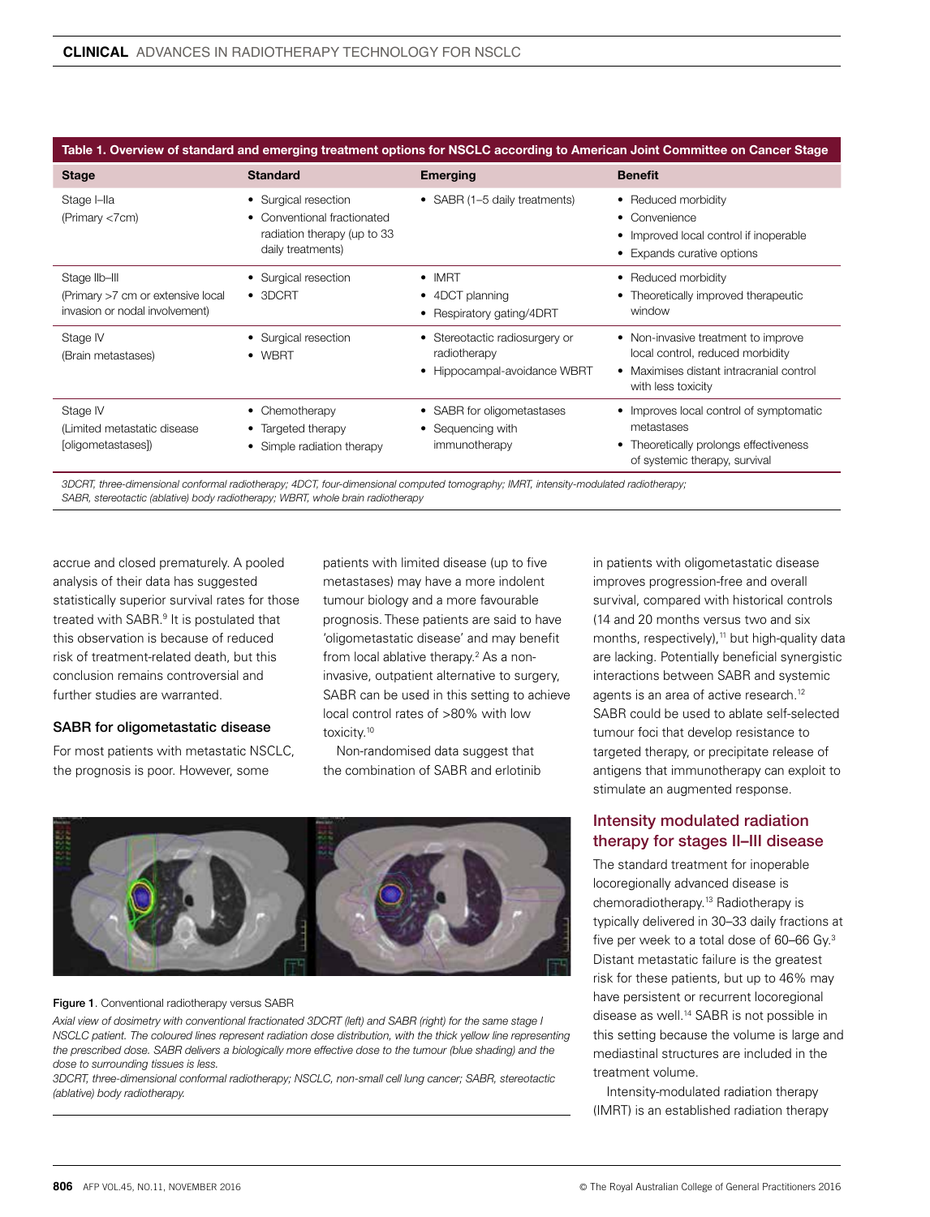**Table 1. Overview of standard and emerging treatment options for NSCLC according to American Joint Committee on Cancer Stage**

| Stage | Standard | Emerging | Benefit |
|---|---|---|---|
| Stage I–IIa (Primary <7cm) | • Surgical resection<br>• Conventional fractionated radiation therapy (up to 33 daily treatments) | • SABR (1–5 daily treatments) | • Reduced morbidity<br>• Convenience<br>• Improved local control if inoperable<br>• Expands curative options |
| Stage IIb–III (Primary >7 cm or extensive local invasion or nodal involvement) | • Surgical resection<br>• 3DCRT | • IMRT<br>• 4DCT planning<br>• Respiratory gating/4DRT | • Reduced morbidity<br>• Theoretically improved therapeutic window |
| Stage IV (Brain metastases) | • Surgical resection<br>• WBRT | • Stereotactic radiosurgery or radiotherapy<br>• Hippocampal-avoidance WBRT | • Non-invasive treatment to improve local control, reduced morbidity<br>• Maximises distant intracranial control with less toxicity |
| Stage IV (Limited metastatic disease [oligometastases]) | • Chemotherapy<br>• Targeted therapy<br>• Simple radiation therapy | • SABR for oligometastases<br>• Sequencing with immunotherapy | • Improves local control of symptomatic metastases<br>• Theoretically prolongs effectiveness of systemic therapy, survival |

*3DCRT, three-dimensional conformal radiotherapy; 4DCT, four-dimensional computed tomography; IMRT, intensity-modulated radiotherapy; SABR, stereotactic (ablative) body radiotherapy; WBRT, whole brain radiotherapy*

accrue and closed prematurely. A pooled analysis of their data has suggested statistically superior survival rates for those treated with SABR.[9] It is postulated that this observation is because of reduced risk of treatment-related death, but this conclusion remains controversial and further studies are warranted.

### SABR for oligometastatic disease

For most patients with metastatic NSCLC, the prognosis is poor. However, some patients with limited disease (up to five metastases) may have a more indolent tumour biology and a more favourable prognosis. These patients are said to have 'oligometastatic disease' and may benefit from local ablative therapy.[2] As a non-invasive, outpatient alternative to surgery, SABR can be used in this setting to achieve local control rates of >80% with low toxicity.[10]

Non-randomised data suggest that the combination of SABR and erlotinib in patients with oligometastatic disease improves progression-free and overall survival, compared with historical controls (14 and 20 months versus two and six months, respectively),[11] but high-quality data are lacking. Potentially beneficial synergistic interactions between SABR and systemic agents is an area of active research.[12] SABR could be used to ablate self-selected tumour foci that develop resistance to targeted therapy, or precipitate release of antigens that immunotherapy can exploit to stimulate an augmented response.

**Figure 1**. Conventional radiotherapy versus SABR

*Axial view of dosimetry with conventional fractionated 3DCRT (left) and SABR (right) for the same stage I NSCLC patient. The coloured lines represent radiation dose distribution, with the thick yellow line representing the prescribed dose. SABR delivers a biologically more effective dose to the tumour (blue shading) and the dose to surrounding tissues is less.*

*3DCRT, three-dimensional conformal radiotherapy; NSCLC, non-small cell lung cancer; SABR, stereotactic (ablative) body radiotherapy.*

## Intensity modulated radiation therapy for stages II–III disease

The standard treatment for inoperable locoregionally advanced disease is chemoradiotherapy.[13] Radiotherapy is typically delivered in 30–33 daily fractions at five per week to a total dose of 60–66 Gy.[3] Distant metastatic failure is the greatest risk for these patients, but up to 46% may have persistent or recurrent locoregional disease as well.[14] SABR is not possible in this setting because the volume is large and mediastinal structures are included in the treatment volume.

Intensity-modulated radiation therapy (IMRT) is an established radiation therapy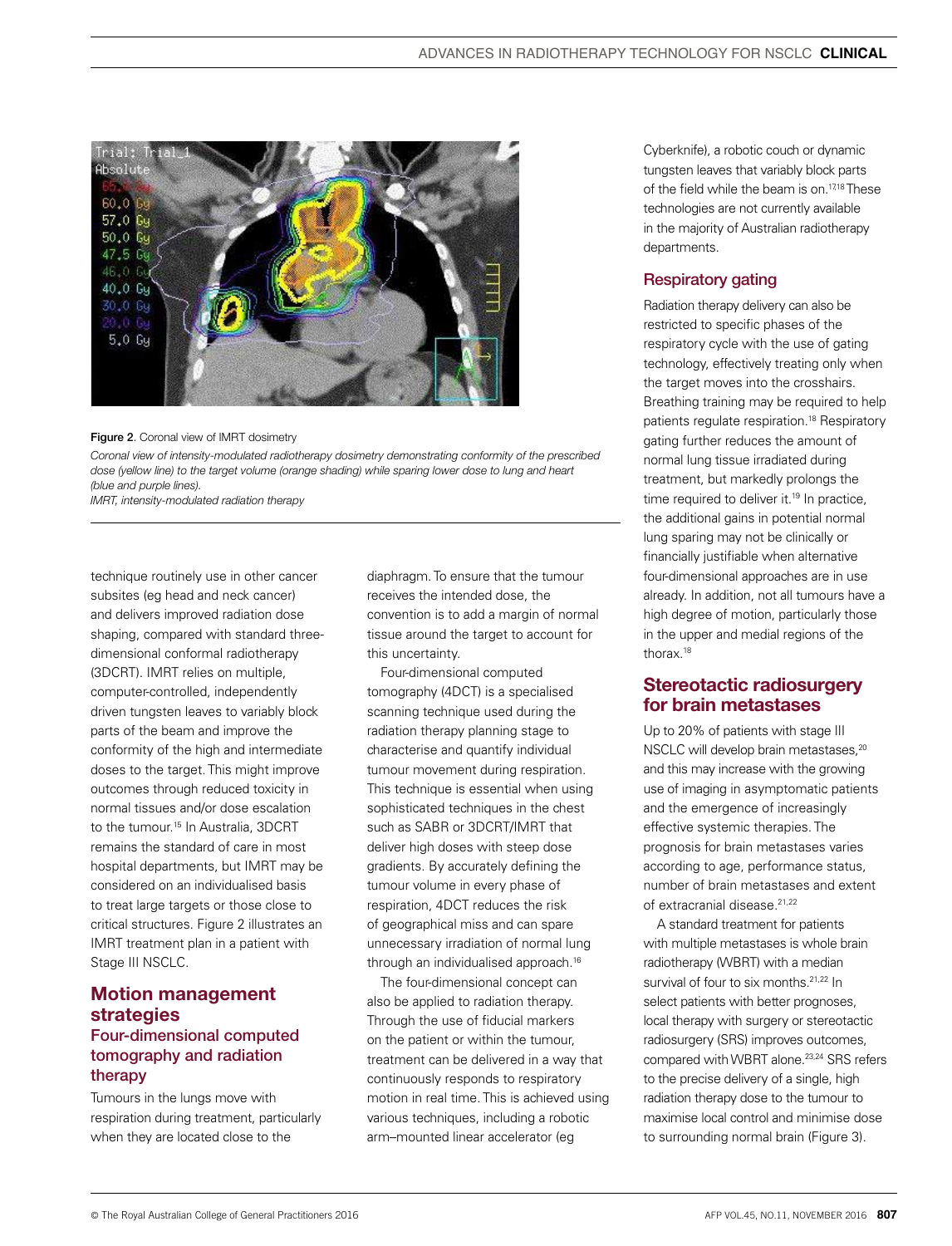**Figure 2.** Coronal view of IMRT dosimetry

*Coronal view of intensity-modulated radiotherapy dosimetry demonstrating conformity of the prescribed dose (yellow line) to the target volume (orange shading) while sparing lower dose to lung and heart (blue and purple lines).*

*IMRT, intensity-modulated radiation therapy*

technique routinely use in other cancer subsites (eg head and neck cancer) and delivers improved radiation dose shaping, compared with standard three-dimensional conformal radiotherapy (3DCRT). IMRT relies on multiple, computer-controlled, independently driven tungsten leaves to variably block parts of the beam and improve the conformity of the high and intermediate doses to the target. This might improve outcomes through reduced toxicity in normal tissues and/or dose escalation to the tumour.[15] In Australia, 3DCRT remains the standard of care in most hospital departments, but IMRT may be considered on an individualised basis to treat large targets or those close to critical structures. Figure 2 illustrates an IMRT treatment plan in a patient with Stage III NSCLC.

## Motion management strategies

### Four-dimensional computed tomography and radiation therapy

Tumours in the lungs move with respiration during treatment, particularly when they are located close to the diaphragm. To ensure that the tumour receives the intended dose, the convention is to add a margin of normal tissue around the target to account for this uncertainty.

Four-dimensional computed tomography (4DCT) is a specialised scanning technique used during the radiation therapy planning stage to characterise and quantify individual tumour movement during respiration. This technique is essential when using sophisticated techniques in the chest such as SABR or 3DCRT/IMRT that deliver high doses with steep dose gradients. By accurately defining the tumour volume in every phase of respiration, 4DCT reduces the risk of geographical miss and can spare unnecessary irradiation of normal lung through an individualised approach.[16]

The four-dimensional concept can also be applied to radiation therapy. Through the use of fiducial markers on the patient or within the tumour, treatment can be delivered in a way that continuously responds to respiratory motion in real time. This is achieved using various techniques, including a robotic arm–mounted linear accelerator (eg Cyberknife), a robotic couch or dynamic tungsten leaves that variably block parts of the field while the beam is on.[17,18] These technologies are not currently available in the majority of Australian radiotherapy departments.

### Respiratory gating

Radiation therapy delivery can also be restricted to specific phases of the respiratory cycle with the use of gating technology, effectively treating only when the target moves into the crosshairs. Breathing training may be required to help patients regulate respiration.[18] Respiratory gating further reduces the amount of normal lung tissue irradiated during treatment, but markedly prolongs the time required to deliver it.[19] In practice, the additional gains in potential normal lung sparing may not be clinically or financially justifiable when alternative four-dimensional approaches are in use already. In addition, not all tumours have a high degree of motion, particularly those in the upper and medial regions of the thorax.[18]

## Stereotactic radiosurgery for brain metastases

Up to 20% of patients with stage III NSCLC will develop brain metastases,[20] and this may increase with the growing use of imaging in asymptomatic patients and the emergence of increasingly effective systemic therapies. The prognosis for brain metastases varies according to age, performance status, number of brain metastases and extent of extracranial disease.[21,22]

A standard treatment for patients with multiple metastases is whole brain radiotherapy (WBRT) with a median survival of four to six months.[21,22] In select patients with better prognoses, local therapy with surgery or stereotactic radiosurgery (SRS) improves outcomes, compared with WBRT alone.[23,24] SRS refers to the precise delivery of a single, high radiation therapy dose to the tumour to maximise local control and minimise dose to surrounding normal brain (Figure 3).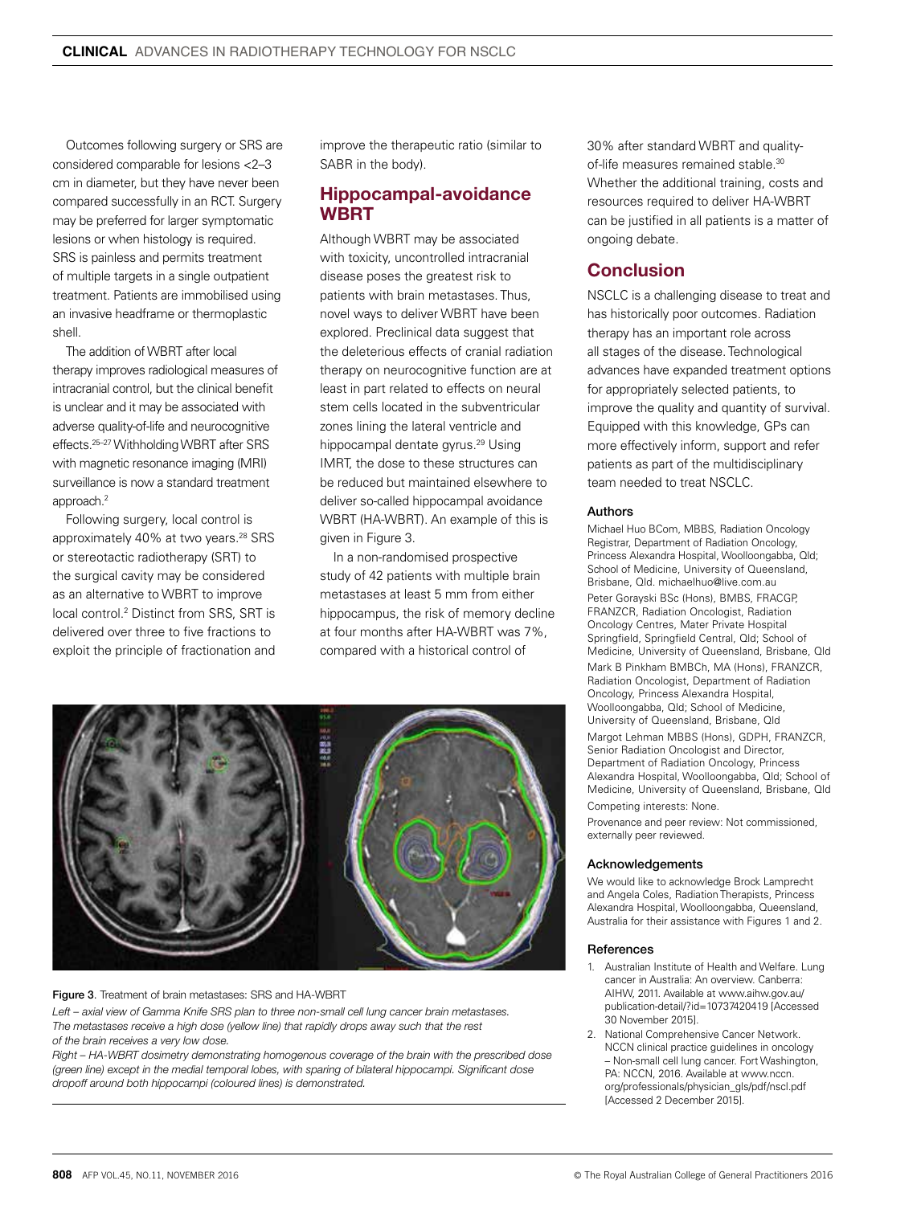Outcomes following surgery or SRS are considered comparable for lesions <2–3 cm in diameter, but they have never been compared successfully in an RCT. Surgery may be preferred for larger symptomatic lesions or when histology is required. SRS is painless and permits treatment of multiple targets in a single outpatient treatment. Patients are immobilised using an invasive headframe or thermoplastic shell.

The addition of WBRT after local therapy improves radiological measures of intracranial control, but the clinical benefit is unclear and it may be associated with adverse quality-of-life and neurocognitive effects.[25–27] Withholding WBRT after SRS with magnetic resonance imaging (MRI) surveillance is now a standard treatment approach.[2]

Following surgery, local control is approximately 40% at two years.[28] SRS or stereotactic radiotherapy (SRT) to the surgical cavity may be considered as an alternative to WBRT to improve local control.[2] Distinct from SRS, SRT is delivered over three to five fractions to exploit the principle of fractionation and improve the therapeutic ratio (similar to SABR in the body).

## Hippocampal-avoidance WBRT

Although WBRT may be associated with toxicity, uncontrolled intracranial disease poses the greatest risk to patients with brain metastases. Thus, novel ways to deliver WBRT have been explored. Preclinical data suggest that the deleterious effects of cranial radiation therapy on neurocognitive function are at least in part related to effects on neural stem cells located in the subventricular zones lining the lateral ventricle and hippocampal dentate gyrus.[29] Using IMRT, the dose to these structures can be reduced but maintained elsewhere to deliver so-called hippocampal avoidance WBRT (HA-WBRT). An example of this is given in Figure 3.

In a non-randomised prospective study of 42 patients with multiple brain metastases at least 5 mm from either hippocampus, the risk of memory decline at four months after HA-WBRT was 7%, compared with a historical control of 30% after standard WBRT and quality-of-life measures remained stable.[30] Whether the additional training, costs and resources required to deliver HA-WBRT can be justified in all patients is a matter of ongoing debate.

**Figure 3.** Treatment of brain metastases: SRS and HA-WBRT

*Left – axial view of Gamma Knife SRS plan to three non-small cell lung cancer brain metastases. The metastases receive a high dose (yellow line) that rapidly drops away such that the rest of the brain receives a very low dose.*

*Right – HA-WBRT dosimetry demonstrating homogenous coverage of the brain with the prescribed dose (green line) except in the medial temporal lobes, with sparing of bilateral hippocampi. Significant dose dropoff around both hippocampi (coloured lines) is demonstrated.*

## Conclusion

NSCLC is a challenging disease to treat and has historically poor outcomes. Radiation therapy has an important role across all stages of the disease. Technological advances have expanded treatment options for appropriately selected patients, to improve the quality and quantity of survival. Equipped with this knowledge, GPs can more effectively inform, support and refer patients as part of the multidisciplinary team needed to treat NSCLC.

### Authors

Michael Huo BCom, MBBS, Radiation Oncology Registrar, Department of Radiation Oncology, Princess Alexandra Hospital, Woolloongabba, Qld; School of Medicine, University of Queensland, Brisbane, Qld. michaelhuo@live.com.au

Peter Gorayski BSc (Hons), BMBS, FRACGP, FRANZCR, Radiation Oncologist, Radiation Oncology Centres, Mater Private Hospital Springfield, Springfield Central, Qld; School of Medicine, University of Queensland, Brisbane, Qld

Mark B Pinkham BMBCh, MA (Hons), FRANZCR, Radiation Oncologist, Department of Radiation Oncology, Princess Alexandra Hospital, Woolloongabba, Qld; School of Medicine, University of Queensland, Brisbane, Qld

Margot Lehman MBBS (Hons), GDPH, FRANZCR, Senior Radiation Oncologist and Director, Department of Radiation Oncology, Princess Alexandra Hospital, Woolloongabba, Qld; School of Medicine, University of Queensland, Brisbane, Qld

Competing interests: None.

Provenance and peer review: Not commissioned, externally peer reviewed.

### Acknowledgements

We would like to acknowledge Brock Lamprecht and Angela Coles, Radiation Therapists, Princess Alexandra Hospital, Woolloongabba, Queensland, Australia for their assistance with Figures 1 and 2.

### References

1. Australian Institute of Health and Welfare. Lung cancer in Australia: An overview. Canberra: AIHW, 2011. Available at www.aihw.gov.au/publication-detail/?id=10737420419 [Accessed 30 November 2015].
2. National Comprehensive Cancer Network. NCCN clinical practice guidelines in oncology – Non-small cell lung cancer. Fort Washington, PA: NCCN, 2016. Available at www.nccn.org/professionals/physician_gls/pdf/nscl.pdf [Accessed 2 December 2015].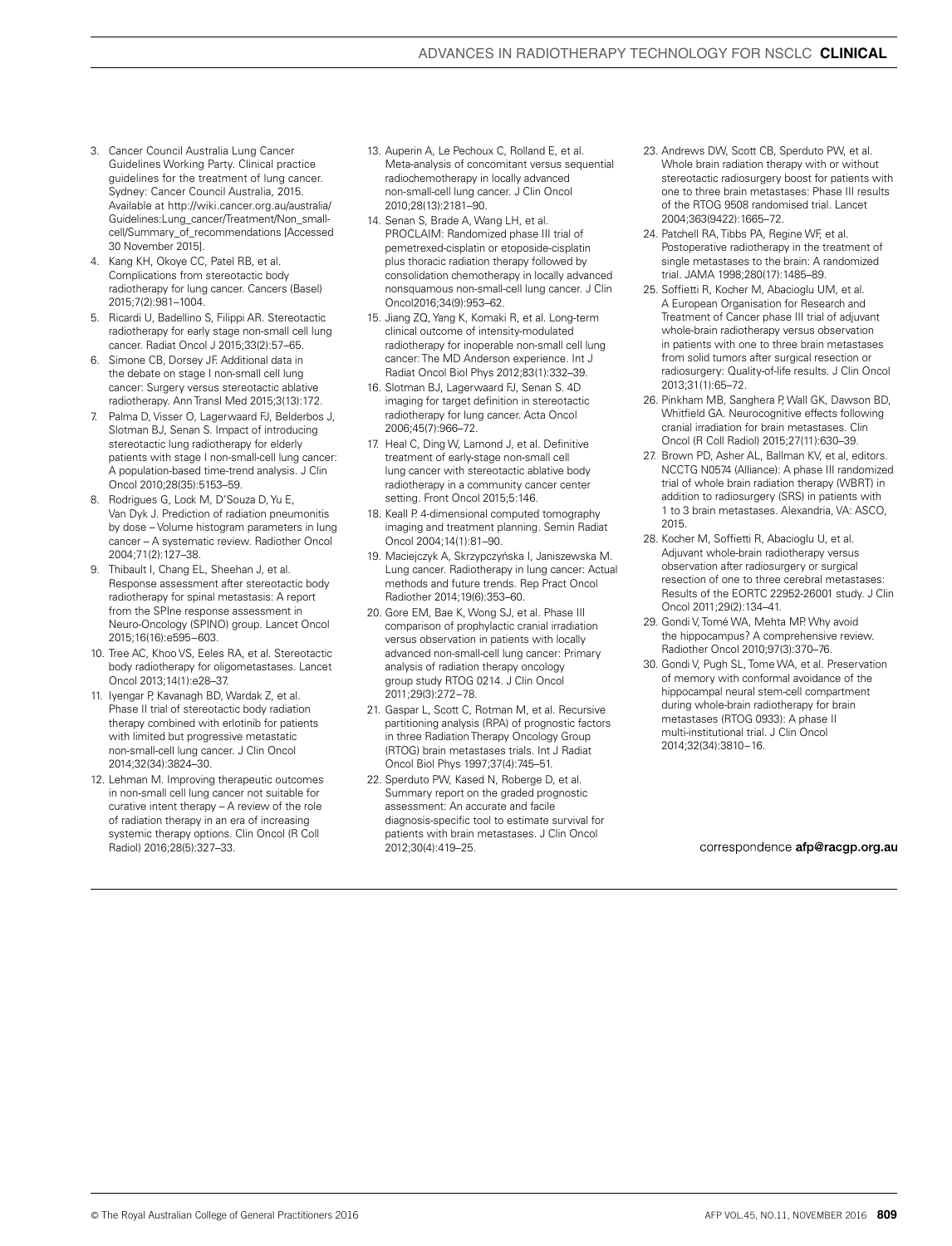3. Cancer Council Australia Lung Cancer Guidelines Working Party. Clinical practice guidelines for the treatment of lung cancer. Sydney: Cancer Council Australia, 2015. Available at http://wiki.cancer.org.au/australia/Guidelines:Lung_cancer/Treatment/Non_small-cell/Summary_of_recommendations [Accessed 30 November 2015].
4. Kang KH, Okoye CC, Patel RB, et al. Complications from stereotactic body radiotherapy for lung cancer. Cancers (Basel) 2015;7(2):981–1004.
5. Ricardi U, Badellino S, Filippi AR. Stereotactic radiotherapy for early stage non-small cell lung cancer. Radiat Oncol J 2015;33(2):57–65.
6. Simone CB, Dorsey JF. Additional data in the debate on stage I non-small cell lung cancer: Surgery versus stereotactic ablative radiotherapy. Ann Transl Med 2015;3(13):172.
7. Palma D, Visser O, Lagerwaard FJ, Belderbos J, Slotman BJ, Senan S. Impact of introducing stereotactic lung radiotherapy for elderly patients with stage I non-small-cell lung cancer: A population-based time-trend analysis. J Clin Oncol 2010;28(35):5153–59.
8. Rodrigues G, Lock M, D'Souza D, Yu E, Van Dyk J. Prediction of radiation pneumonitis by dose – Volume histogram parameters in lung cancer – A systematic review. Radiother Oncol 2004;71(2):127–38.
9. Thibault I, Chang EL, Sheehan J, et al. Response assessment after stereotactic body radiotherapy for spinal metastasis: A report from the SPIne response assessment in Neuro-Oncology (SPINO) group. Lancet Oncol 2015;16(16):e595–603.
10. Tree AC, Khoo VS, Eeles RA, et al. Stereotactic body radiotherapy for oligometastases. Lancet Oncol 2013;14(1):e28–37.
11. Iyengar P, Kavanagh BD, Wardak Z, et al. Phase II trial of stereotactic body radiation therapy combined with erlotinib for patients with limited but progressive metastatic non-small-cell lung cancer. J Clin Oncol 2014;32(34):3824–30.
12. Lehman M. Improving therapeutic outcomes in non-small cell lung cancer not suitable for curative intent therapy – A review of the role of radiation therapy in an era of increasing systemic therapy options. Clin Oncol (R Coll Radiol) 2016;28(5):327–33.
13. Auperin A, Le Pechoux C, Rolland E, et al. Meta-analysis of concomitant versus sequential radiochemotherapy in locally advanced non-small-cell lung cancer. J Clin Oncol 2010;28(13):2181–90.
14. Senan S, Brade A, Wang LH, et al. PROCLAIM: Randomized phase III trial of pemetrexed-cisplatin or etoposide-cisplatin plus thoracic radiation therapy followed by consolidation chemotherapy in locally advanced nonsquamous non-small-cell lung cancer. J Clin Oncol2016;34(9):953–62.
15. Jiang ZQ, Yang K, Komaki R, et al. Long-term clinical outcome of intensity-modulated radiotherapy for inoperable non-small cell lung cancer: The MD Anderson experience. Int J Radiat Oncol Biol Phys 2012;83(1):332–39.
16. Slotman BJ, Lagerwaard FJ, Senan S. 4D imaging for target definition in stereotactic radiotherapy for lung cancer. Acta Oncol 2006;45(7):966–72.
17. Heal C, Ding W, Lamond J, et al. Definitive treatment of early-stage non-small cell lung cancer with stereotactic ablative body radiotherapy in a community cancer center setting. Front Oncol 2015;5:146.
18. Keall P. 4-dimensional computed tomography imaging and treatment planning. Semin Radiat Oncol 2004;14(1):81–90.
19. Maciejczyk A, Skrzypczyńska I, Janiszewska M. Lung cancer. Radiotherapy in lung cancer: Actual methods and future trends. Rep Pract Oncol Radiother 2014;19(6):353–60.
20. Gore EM, Bae K, Wong SJ, et al. Phase III comparison of prophylactic cranial irradiation versus observation in patients with locally advanced non-small-cell lung cancer: Primary analysis of radiation therapy oncology group study RTOG 0214. J Clin Oncol 2011;29(3):272–78.
21. Gaspar L, Scott C, Rotman M, et al. Recursive partitioning analysis (RPA) of prognostic factors in three Radiation Therapy Oncology Group (RTOG) brain metastases trials. Int J Radiat Oncol Biol Phys 1997;37(4):745–51.
22. Sperduto PW, Kased N, Roberge D, et al. Summary report on the graded prognostic assessment: An accurate and facile diagnosis-specific tool to estimate survival for patients with brain metastases. J Clin Oncol 2012;30(4):419–25.
23. Andrews DW, Scott CB, Sperduto PW, et al. Whole brain radiation therapy with or without stereotactic radiosurgery boost for patients with one to three brain metastases: Phase III results of the RTOG 9508 randomised trial. Lancet 2004;363(9422):1665–72.
24. Patchell RA, Tibbs PA, Regine WF, et al. Postoperative radiotherapy in the treatment of single metastases to the brain: A randomized trial. JAMA 1998;280(17):1485–89.
25. Soffietti R, Kocher M, Abacioglu UM, et al. A European Organisation for Research and Treatment of Cancer phase III trial of adjuvant whole-brain radiotherapy versus observation in patients with one to three brain metastases from solid tumors after surgical resection or radiosurgery: Quality-of-life results. J Clin Oncol 2013;31(1):65–72.
26. Pinkham MB, Sanghera P, Wall GK, Dawson BD, Whitfield GA. Neurocognitive effects following cranial irradiation for brain metastases. Clin Oncol (R Coll Radiol) 2015;27(11):630–39.
27. Brown PD, Asher AL, Ballman KV, et al, editors. NCCTG N0574 (Alliance): A phase III randomized trial of whole brain radiation therapy (WBRT) in addition to radiosurgery (SRS) in patients with 1 to 3 brain metastases. Alexandria, VA: ASCO, 2015.
28. Kocher M, Soffietti R, Abacioglu U, et al. Adjuvant whole-brain radiotherapy versus observation after radiosurgery or surgical resection of one to three cerebral metastases: Results of the EORTC 22952-26001 study. J Clin Oncol 2011;29(2):134–41.
29. Gondi V, Tomé WA, Mehta MP. Why avoid the hippocampus? A comprehensive review. Radiother Oncol 2010;97(3):370–76.
30. Gondi V, Pugh SL, Tome WA, et al. Preservation of memory with conformal avoidance of the hippocampal neural stem-cell compartment during whole-brain radiotherapy for brain metastases (RTOG 0933): A phase II multi-institutional trial. J Clin Oncol 2014;32(34):3810–16.

correspondence **afp@racgp.org.au**